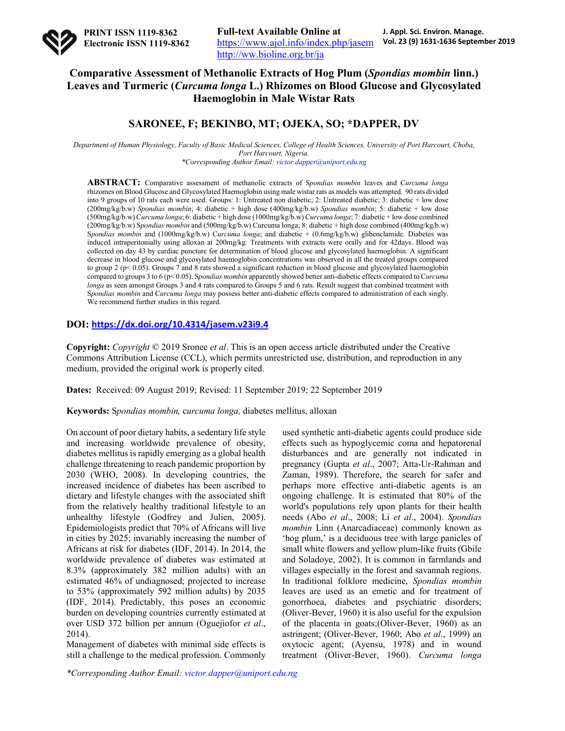# Comparative Assessment of Methanolic Extracts of Hog Plum (*Spondias mombin* linn.) Leaves and Turmeric (*Curcuma longa* L.) Rhizomes on Blood Glucose and Glycosylated Haemoglobin in Male Wistar Rats

## SARONEE, F; BEKINBO, MT; OJEKA, SO; *DAPPER, DV

*Department of Human Physiology, Faculty of Basic Medical Sciences, College of Health Sciences, University of Port Harcourt, Choba, Port Harcourt, Nigeria.*
*\*Corresponding Author Email: victor.dapper@uniport.edu.ng*

**ABSTRACT:** Comparative assessment of methanolic extracts of S*pondias mombin* leaves and C*urcuma longa* rhizomes on Blood Glucose and Glycosylated Haemoglobin using male wistar rats as models was attempted. 90 rats divided into 9 groups of 10 rats each were used. Groups: 1: Untreated non diabetic; 2: Untreated diabetic; 3: diabetic + low dose (200mg/kg/b.w) *Spondias mombin*; 4: diabetic + high dose (400mg/kg/b.w) *Spondias mombin*; 5: diabetic + low dose (500mg/kg/b.w) C*urcuma longa*; 6: diabetic + high dose (1000mg/kg/b.w) C*urcuma longa*; 7: diabetic + low dose combined (200mg/kg/b.w) S*pondias mombin* and (500mg/kg/b.w) Curcuma longa; 8: diabetic + high dose combined (400mg/kg/b.w) S*pondias mombin* and (1000mg/kg/b.w) C*urcuma longa*; and diabetic + (0.6mg/kg/b.w) glibenclamide. Diabetes was induced intraperitonially using alloxan at 200mg/kg. Treatments with extracts were orally and for 42days. Blood was collected on day 43 by cardiac puncture for determination of blood glucose and glycosylated haemoglobin. A significant decrease in blood glucose and glycosylated haemoglobin concentrations was observed in all the treated groups compared to group 2 ($p < 0.05$). Groups 7 and 8 rats showed a significant reduction in blood glucose and glycosylated haemoglobin compared to groups 3 to 6 ($p < 0.05$). S*pondias mombin* apparently showed better anti-diabetic effects compared to C*urcuma longa* as seen amongst Groups 3 and 4 rats compared to Groups 5 and 6 rats. Result suggest that combined treatment with S*pondias mombin* and C*urcuma longa* may possess better anti-diabetic effects compared to administration of each singly. We recommend further studies in this regard.

**DOI: https://dx.doi.org/10.4314/jasem.v23i9.4**

**Copyright:** *Copyright* © 2019 Sronee *et al*. This is an open access article distributed under the Creative Commons Attribution License (CCL), which permits unrestricted use, distribution, and reproduction in any medium, provided the original work is properly cited.

**Dates:** Received: 09 August 2019; Revised: 11 September 2019; 22 September 2019

**Keywords:** S*pondias mombin,* c*urcuma longa,* diabetes mellitus, alloxan

On account of poor dietary habits, a sedentary life style and increasing worldwide prevalence of obesity, diabetes mellitus is rapidly emerging as a global health challenge threatening to reach pandemic proportion by 2030 (WHO, 2008). In developing countries, the increased incidence of diabetes has been ascribed to dietary and lifestyle changes with the associated shift from the relatively healthy traditional lifestyle to an unhealthy lifestyle (Godfrey and Julien, 2005). Epidemiologists predict that 70% of Africans will live in cities by 2025; invariably increasing the number of Africans at risk for diabetes (IDF, 2014). In 2014, the worldwide prevalence of diabetes was estimated at 8.3% (approximately 382 million adults) with an estimated 46% of undiagnosed; projected to increase to 53% (approximately 592 million adults) by 2035 (IDF, 2014). Predictably, this poses an economic burden on developing countries currently estimated at over USD 372 billion per annum (Oguejiofor *et al*., 2014).

Management of diabetes with minimal side effects is still a challenge to the medical profession. Commonly used synthetic anti-diabetic agents could produce side effects such as hypoglycemic coma and hepatorenal disturbances and are generally not indicated in pregnancy (Gupta *et al*., 2007; Atta-Ur-Rahman and Zaman, 1989). Therefore, the search for safer and perhaps more effective anti-diabetic agents is an ongoing challenge. It is estimated that 80% of the world's populations rely upon plants for their health needs (Abo *et al*., 2008; Li *et al*., 2004). *Spondias mombin* Linn (Anarcadiaceae) commonly known as 'hog plum,' is a deciduous tree with large panicles of small white flowers and yellow plum-like fruits (Gbile and Soladoye, 2002). It is common in farmlands and villages especially in the forest and savannah regions. In traditional folklore medicine, *Spondias mombin* leaves are used as an emetic and for treatment of gonorrhoea, diabetes and psychiatric disorders; (Oliver-Bever, 1960) it is also useful for the expulsion of the placenta in goats;(Oliver-Bever, 1960) as an astringent; (Oliver-Bever, 1960; Abo *et al*., 1999) an oxytocic agent; (Ayensu, 1978) and in wound treatment (Oliver-Bever, 1960). *Curcuma longa*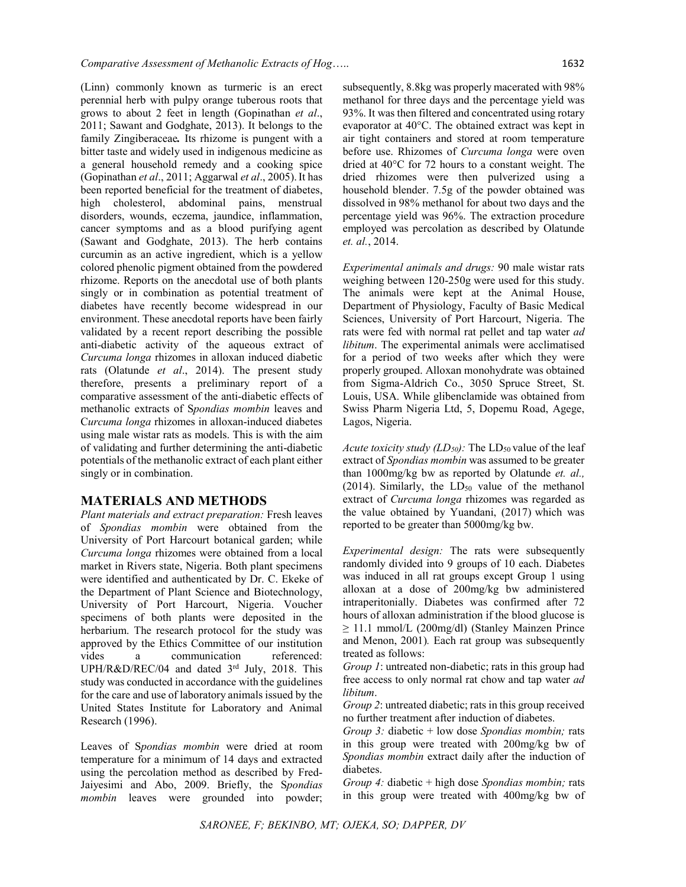(Linn) commonly known as turmeric is an erect perennial herb with pulpy orange tuberous roots that grows to about 2 feet in length (Gopinathan *et al*., 2011; Sawant and Godghate, 2013). It belongs to the family Zingiberaceae**.** Its rhizome is pungent with a bitter taste and widely used in indigenous medicine as a general household remedy and a cooking spice (Gopinathan *et al*., 2011; Aggarwal *et al*., 2005). It has been reported beneficial for the treatment of diabetes, high cholesterol, abdominal pains, menstrual disorders, wounds, eczema, jaundice, inflammation, cancer symptoms and as a blood purifying agent (Sawant and Godghate, 2013). The herb contains curcumin as an active ingredient, which is a yellow colored phenolic pigment obtained from the powdered rhizome. Reports on the anecdotal use of both plants singly or in combination as potential treatment of diabetes have recently become widespread in our environment. These anecdotal reports have been fairly validated by a recent report describing the possible anti-diabetic activity of the aqueous extract of *Curcuma longa* rhizomes in alloxan induced diabetic rats (Olatunde *et al*., 2014). The present study therefore, presents a preliminary report of a comparative assessment of the anti-diabetic effects of methanolic extracts of S*pondias mombin* leaves and C*urcuma longa* rhizomes in alloxan-induced diabetes using male wistar rats as models. This is with the aim of validating and further determining the anti-diabetic potentials of the methanolic extract of each plant either singly or in combination.

## MATERIALS AND METHODS

*Plant materials and extract preparation:* Fresh leaves of *Spondias mombin* were obtained from the University of Port Harcourt botanical garden; while *Curcuma longa* rhizomes were obtained from a local market in Rivers state, Nigeria. Both plant specimens were identified and authenticated by Dr. C. Ekeke of the Department of Plant Science and Biotechnology, University of Port Harcourt, Nigeria. Voucher specimens of both plants were deposited in the herbarium. The research protocol for the study was approved by the Ethics Committee of our institution vides a communication referenced: UPH/R&D/REC/04 and dated 3rd July, 2018. This study was conducted in accordance with the guidelines for the care and use of laboratory animals issued by the United States Institute for Laboratory and Animal Research (1996).

Leaves of S*pondias mombin* were dried at room temperature for a minimum of 14 days and extracted using the percolation method as described by Fred-Jaiyesimi and Abo, 2009. Briefly, the S*pondias mombin* leaves were grounded into powder; subsequently, 8.8kg was properly macerated with 98% methanol for three days and the percentage yield was 93%. It was then filtered and concentrated using rotary evaporator at 40°C. The obtained extract was kept in air tight containers and stored at room temperature before use. Rhizomes of *Curcuma longa* were oven dried at 40°C for 72 hours to a constant weight. The dried rhizomes were then pulverized using a household blender. 7.5g of the powder obtained was dissolved in 98% methanol for about two days and the percentage yield was 96%. The extraction procedure employed was percolation as described by Olatunde *et. al.*, 2014.

*Experimental animals and drugs:* 90 male wistar rats weighing between 120-250g were used for this study. The animals were kept at the Animal House, Department of Physiology, Faculty of Basic Medical Sciences, University of Port Harcourt, Nigeria. The rats were fed with normal rat pellet and tap water *ad libitum*. The experimental animals were acclimatised for a period of two weeks after which they were properly grouped. Alloxan monohydrate was obtained from Sigma-Aldrich Co., 3050 Spruce Street, St. Louis, USA. While glibenclamide was obtained from Swiss Pharm Nigeria Ltd, 5, Dopemu Road, Agege, Lagos, Nigeria.

*Acute toxicity study ($LD_{50}$):* The $LD_{50}$ value of the leaf extract of *Spondias mombin* was assumed to be greater than 1000mg/kg bw as reported by Olatunde *et. al.,* (2014). Similarly, the $LD_{50}$ value of the methanol extract of *Curcuma longa* rhizomes was regarded as the value obtained by Yuandani, (2017) which was reported to be greater than 5000mg/kg bw.

*Experimental design:* The rats were subsequently randomly divided into 9 groups of 10 each. Diabetes was induced in all rat groups except Group 1 using alloxan at a dose of 200mg/kg bw administered intraperitonially. Diabetes was confirmed after 72 hours of alloxan administration if the blood glucose is ≥ 11.1 mmol/L (200mg/dl) (Stanley Mainzen Prince and Menon, 2001)*.* Each rat group was subsequently treated as follows:

*Group 1*: untreated non-diabetic; rats in this group had free access to only normal rat chow and tap water *ad libitum*.

*Group 2*: untreated diabetic; rats in this group received no further treatment after induction of diabetes.

*Group 3:* diabetic + low dose *Spondias mombin;* rats in this group were treated with 200mg/kg bw of *Spondias mombin* extract daily after the induction of diabetes.

*Group 4:* diabetic + high dose *Spondias mombin;* rats in this group were treated with 400mg/kg bw of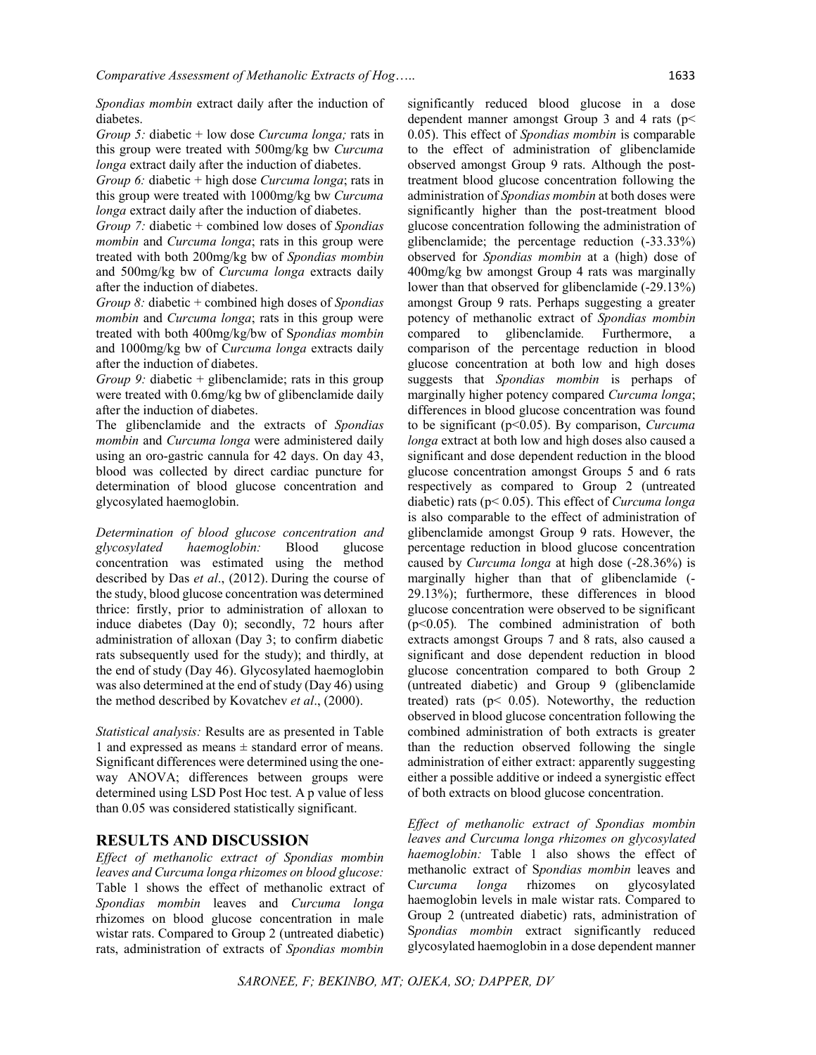*Spondias mombin* extract daily after the induction of diabetes.

*Group 5:* diabetic + low dose *Curcuma longa;* rats in this group were treated with 500mg/kg bw *Curcuma longa* extract daily after the induction of diabetes.

*Group 6:* diabetic + high dose *Curcuma longa*; rats in this group were treated with 1000mg/kg bw *Curcuma longa* extract daily after the induction of diabetes.

*Group 7:* diabetic + combined low doses of *Spondias mombin* and *Curcuma longa*; rats in this group were treated with both 200mg/kg bw of *Spondias mombin* and 500mg/kg bw of *Curcuma longa* extracts daily after the induction of diabetes.

*Group 8:* diabetic + combined high doses of *Spondias mombin* and *Curcuma longa*; rats in this group were treated with both 400mg/kg/bw of S*pondias mombin* and 1000mg/kg bw of C*urcuma longa* extracts daily after the induction of diabetes.

*Group 9:* diabetic + glibenclamide; rats in this group were treated with 0.6mg/kg bw of glibenclamide daily after the induction of diabetes.

The glibenclamide and the extracts of *Spondias mombin* and *Curcuma longa* were administered daily using an oro-gastric cannula for 42 days. On day 43, blood was collected by direct cardiac puncture for determination of blood glucose concentration and glycosylated haemoglobin.

*Determination of blood glucose concentration and glycosylated haemoglobin:* Blood glucose concentration was estimated using the method described by Das *et al*., (2012). During the course of the study, blood glucose concentration was determined thrice: firstly, prior to administration of alloxan to induce diabetes (Day 0); secondly, 72 hours after administration of alloxan (Day 3; to confirm diabetic rats subsequently used for the study); and thirdly, at the end of study (Day 46). Glycosylated haemoglobin was also determined at the end of study (Day 46) using the method described by Kovatchev *et al*., (2000).

*Statistical analysis:* Results are as presented in Table 1 and expressed as means ± standard error of means. Significant differences were determined using the one-way ANOVA; differences between groups were determined using LSD Post Hoc test. A p value of less than 0.05 was considered statistically significant.

## RESULTS AND DISCUSSION

*Effect of methanolic extract of Spondias mombin leaves and Curcuma longa rhizomes on blood glucose:* Table 1 shows the effect of methanolic extract of *Spondias mombin* leaves and *Curcuma longa* rhizomes on blood glucose concentration in male wistar rats. Compared to Group 2 (untreated diabetic) rats, administration of extracts of *Spondias mombin* significantly reduced blood glucose in a dose dependent manner amongst Group 3 and 4 rats ($p < 0.05$). This effect of *Spondias mombin* is comparable to the effect of administration of glibenclamide observed amongst Group 9 rats. Although the post-treatment blood glucose concentration following the administration of *Spondias mombin* at both doses were significantly higher than the post-treatment blood glucose concentration following the administration of glibenclamide; the percentage reduction (-33.33%) observed for *Spondias mombin* at a (high) dose of 400mg/kg bw amongst Group 4 rats was marginally lower than that observed for glibenclamide (-29.13%) amongst Group 9 rats. Perhaps suggesting a greater potency of methanolic extract of *Spondias mombin* compared to glibenclamide. Furthermore, a comparison of the percentage reduction in blood glucose concentration at both low and high doses suggests that *Spondias mombin* is perhaps of marginally higher potency compared *Curcuma longa*; differences in blood glucose concentration was found to be significant ($p<0.05$). By comparison, *Curcuma longa* extract at both low and high doses also caused a significant and dose dependent reduction in the blood glucose concentration amongst Groups 5 and 6 rats respectively as compared to Group 2 (untreated diabetic) rats ($p< 0.05$). This effect of *Curcuma longa* is also comparable to the effect of administration of glibenclamide amongst Group 9 rats. However, the percentage reduction in blood glucose concentration caused by *Curcuma longa* at high dose (-28.36%) is marginally higher than that of glibenclamide (-29.13%); furthermore, these differences in blood glucose concentration were observed to be significant ($p<0.05$). The combined administration of both extracts amongst Groups 7 and 8 rats, also caused a significant and dose dependent reduction in blood glucose concentration compared to both Group 2 (untreated diabetic) and Group 9 (glibenclamide treated) rats ($p< 0.05$). Noteworthy, the reduction observed in blood glucose concentration following the combined administration of both extracts is greater than the reduction observed following the single administration of either extract: apparently suggesting either a possible additive or indeed a synergistic effect of both extracts on blood glucose concentration.

*Effect of methanolic extract of Spondias mombin leaves and Curcuma longa rhizomes on glycosylated haemoglobin:* Table 1 also shows the effect of methanolic extract of S*pondias mombin* leaves and C*urcuma longa* rhizomes on glycosylated haemoglobin levels in male wistar rats. Compared to Group 2 (untreated diabetic) rats, administration of S*pondias mombin* extract significantly reduced glycosylated haemoglobin in a dose dependent manner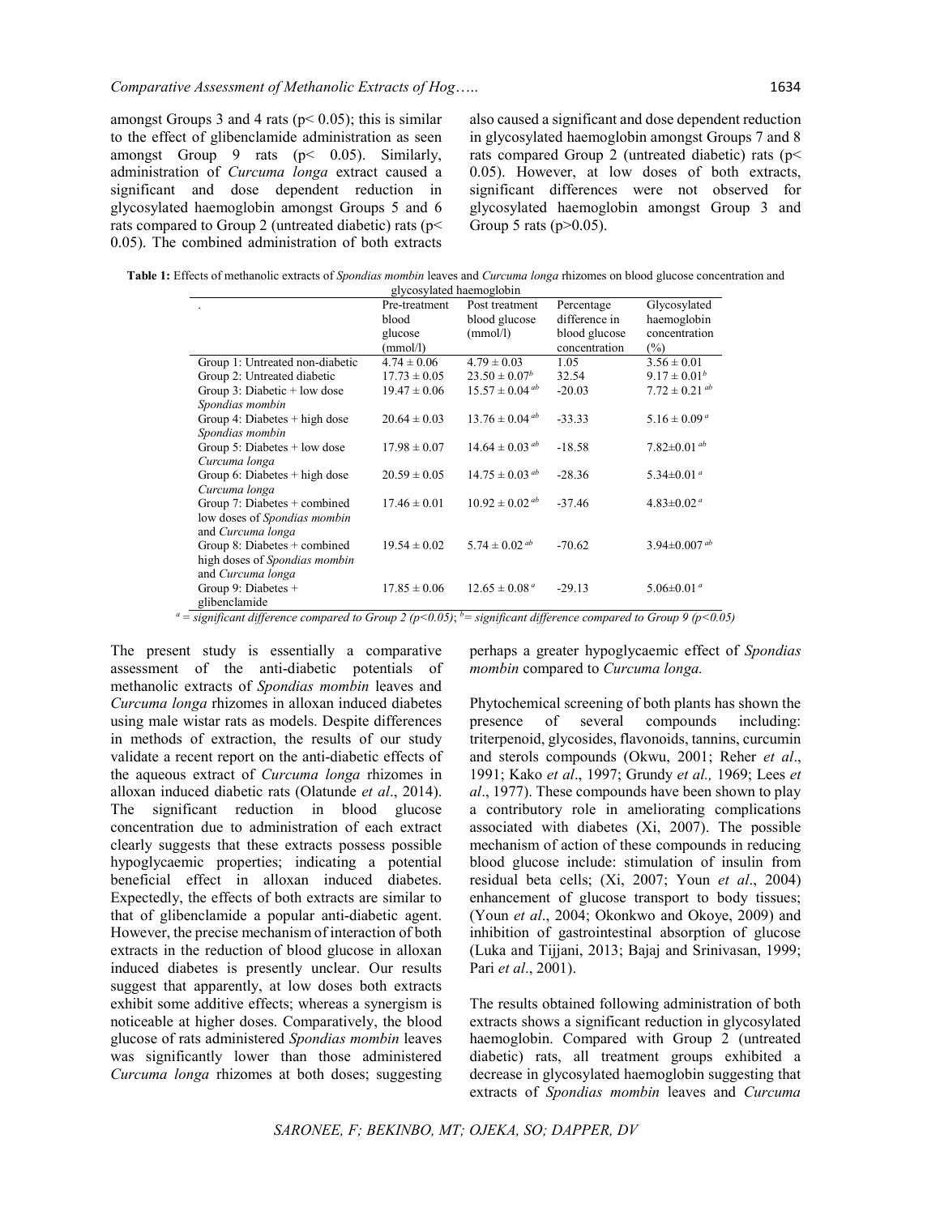amongst Groups 3 and 4 rats ($p < 0.05$); this is similar to the effect of glibenclamide administration as seen amongst Group 9 rats ($p < 0.05$). Similarly, administration of *Curcuma longa* extract caused a significant and dose dependent reduction in glycosylated haemoglobin amongst Groups 5 and 6 rats compared to Group 2 (untreated diabetic) rats ($p < 0.05$). The combined administration of both extracts also caused a significant and dose dependent reduction in glycosylated haemoglobin amongst Groups 7 and 8 rats compared Group 2 (untreated diabetic) rats ($p < 0.05$). However, at low doses of both extracts, significant differences were not observed for glycosylated haemoglobin amongst Group 3 and Group 5 rats ($p > 0.05$).

**Table 1:** Effects of methanolic extracts of *Spondias mombin* leaves and *Curcuma longa* rhizomes on blood glucose concentration and glycosylated haemoglobin

| . | Pre-treatment blood glucose (mmol/l) | Post treatment blood glucose (mmol/l) | Percentage difference in blood glucose concentration | Glycosylated haemoglobin concentration (%) |
|---|---|---|---|---|
| Group 1: Untreated non-diabetic | 4.74 ± 0.06 | 4.79 ± 0.03 | 1.05 | 3.56 ± 0.01 |
| Group 2: Untreated diabetic | 17.73 ± 0.05 | 23.50 ± 0.07$^{b}$ | 32.54 | 9.17 ± 0.01$^{b}$ |
| Group 3: Diabetic + low dose *Spondias mombin* | 19.47 ± 0.06 | 15.57 ± 0.04$^{ab}$ | -20.03 | 7.72 ± 0.21$^{ab}$ |
| Group 4: Diabetes + high dose *Spondias mombin* | 20.64 ± 0.03 | 13.76 ± 0.04$^{ab}$ | -33.33 | 5.16 ± 0.09$^{a}$ |
| Group 5: Diabetes + low dose *Curcuma longa* | 17.98 ± 0.07 | 14.64 ± 0.03$^{ab}$ | -18.58 | 7.82±0.01$^{ab}$ |
| Group 6: Diabetes + high dose *Curcuma longa* | 20.59 ± 0.05 | 14.75 ± 0.03$^{ab}$ | -28.36 | 5.34±0.01$^{a}$ |
| Group 7: Diabetes + combined low doses of *Spondias mombin* and *Curcuma longa* | 17.46 ± 0.01 | 10.92 ± 0.02$^{ab}$ | -37.46 | 4.83±0.02$^{a}$ |
| Group 8: Diabetes + combined high doses of *Spondias mombin* and *Curcuma longa* | 19.54 ± 0.02 | 5.74 ± 0.02$^{ab}$ | -70.62 | 3.94±0.007$^{ab}$ |
| Group 9: Diabetes + glibenclamide | 17.85 ± 0.06 | 12.65 ± 0.08$^{a}$ | -29.13 | 5.06±0.01$^{a}$ |

*$^{a}$ = significant difference compared to Group 2 ($p<0.05$); $^{b}$ = significant difference compared to Group 9 ($p<0.05$)*

The present study is essentially a comparative assessment of the anti-diabetic potentials of methanolic extracts of *Spondias mombin* leaves and *Curcuma longa* rhizomes in alloxan induced diabetes using male wistar rats as models. Despite differences in methods of extraction, the results of our study validate a recent report on the anti-diabetic effects of the aqueous extract of *Curcuma longa* rhizomes in alloxan induced diabetic rats (Olatunde *et al*., 2014). The significant reduction in blood glucose concentration due to administration of each extract clearly suggests that these extracts possess possible hypoglycaemic properties; indicating a potential beneficial effect in alloxan induced diabetes. Expectedly, the effects of both extracts are similar to that of glibenclamide a popular anti-diabetic agent. However, the precise mechanism of interaction of both extracts in the reduction of blood glucose in alloxan induced diabetes is presently unclear. Our results suggest that apparently, at low doses both extracts exhibit some additive effects; whereas a synergism is noticeable at higher doses. Comparatively, the blood glucose of rats administered *Spondias mombin* leaves was significantly lower than those administered *Curcuma longa* rhizomes at both doses; suggesting perhaps a greater hypoglycaemic effect of *Spondias mombin* compared to *Curcuma longa.*

Phytochemical screening of both plants has shown the presence of several compounds including: triterpenoid, glycosides, flavonoids, tannins, curcumin and sterols compounds (Okwu, 2001; Reher *et al*., 1991; Kako *et al*., 1997; Grundy *et al.,* 1969; Lees *et al*., 1977). These compounds have been shown to play a contributory role in ameliorating complications associated with diabetes (Xi, 2007). The possible mechanism of action of these compounds in reducing blood glucose include: stimulation of insulin from residual beta cells; (Xi, 2007; Youn *et al*., 2004) enhancement of glucose transport to body tissues; (Youn *et al*., 2004; Okonkwo and Okoye, 2009) and inhibition of gastrointestinal absorption of glucose (Luka and Tijjani, 2013; Bajaj and Srinivasan, 1999; Pari *et al*., 2001).

The results obtained following administration of both extracts shows a significant reduction in glycosylated haemoglobin. Compared with Group 2 (untreated diabetic) rats, all treatment groups exhibited a decrease in glycosylated haemoglobin suggesting that extracts of *Spondias mombin* leaves and *Curcuma*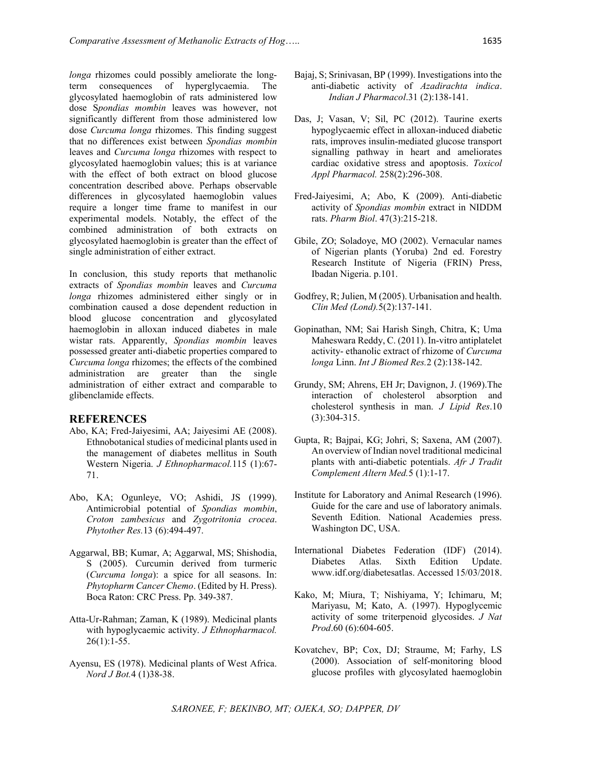*longa* rhizomes could possibly ameliorate the long-term consequences of hyperglycaemia. The glycosylated haemoglobin of rats administered low dose S*pondias mombin* leaves was however, not significantly different from those administered low dose *Curcuma longa* rhizomes. This finding suggest that no differences exist between *Spondias mombin* leaves and *Curcuma longa* rhizomes with respect to glycosylated haemoglobin values; this is at variance with the effect of both extract on blood glucose concentration described above. Perhaps observable differences in glycosylated haemoglobin values require a longer time frame to manifest in our experimental models. Notably, the effect of the combined administration of both extracts on glycosylated haemoglobin is greater than the effect of single administration of either extract.

In conclusion, this study reports that methanolic extracts of *Spondias mombin* leaves and *Curcuma longa* rhizomes administered either singly or in combination caused a dose dependent reduction in blood glucose concentration and glycosylated haemoglobin in alloxan induced diabetes in male wistar rats. Apparently, *Spondias mombin* leaves possessed greater anti-diabetic properties compared to *Curcuma longa* rhizomes; the effects of the combined administration are greater than the single administration of either extract and comparable to glibenclamide effects.

## REFERENCES

Abo, KA; Fred-Jaiyesimi, AA; Jaiyesimi AE (2008). Ethnobotanical studies of medicinal plants used in the management of diabetes mellitus in South Western Nigeria. *J Ethnopharmacol.*115 (1):67-71.

Abo, KA; Ogunleye, VO; Ashidi, JS (1999). Antimicrobial potential of *Spondias mombin*, *Croton zambesicus* and *Zygotritonia crocea*. *Phytother Res.*13 (6):494-497.

Aggarwal, BB; Kumar, A; Aggarwal, MS; Shishodia, S (2005). Curcumin derived from turmeric (*Curcuma longa*): a spice for all seasons. In: *Phytopharm Cancer Chemo*. (Edited by H. Press). Boca Raton: CRC Press. Pp. 349-387.

Atta-Ur-Rahman; Zaman, K (1989). Medicinal plants with hypoglycaemic activity. *J Ethnopharmacol.* 26(1):1-55.

Ayensu, ES (1978). Medicinal plants of West Africa. *Nord J Bot.*4 (1)38-38.

Bajaj, S; Srinivasan, BP (1999). Investigations into the anti-diabetic activity of *Azadirachta indica*. *Indian J Pharmacol*.31 (2):138-141.

Das, J; Vasan, V; Sil, PC (2012). Taurine exerts hypoglycaemic effect in alloxan-induced diabetic rats, improves insulin-mediated glucose transport signalling pathway in heart and ameliorates cardiac oxidative stress and apoptosis. *Toxicol Appl Pharmacol.* 258(2):296-308.

Fred-Jaiyesimi, A; Abo, K (2009). Anti-diabetic activity of *Spondias mombin* extract in NIDDM rats. *Pharm Biol*. 47(3):215-218.

Gbile, ZO; Soladoye, MO (2002). Vernacular names of Nigerian plants (Yoruba) 2nd ed. Forestry Research Institute of Nigeria (FRIN) Press, Ibadan Nigeria. p.101.

Godfrey, R; Julien, M (2005). Urbanisation and health. *Clin Med (Lond).*5(2):137-141.

Gopinathan, NM; Sai Harish Singh, Chitra, K; Uma Maheswara Reddy, C. (2011). In-vitro antiplatelet activity- ethanolic extract of rhizome of *Curcuma longa* Linn. *Int J Biomed Res.*2 (2):138-142.

Grundy, SM; Ahrens, EH Jr; Davignon, J. (1969).The interaction of cholesterol absorption and cholesterol synthesis in man. *J Lipid Res*.10 (3):304-315.

Gupta, R; Bajpai, KG; Johri, S; Saxena, AM (2007). An overview of Indian novel traditional medicinal plants with anti-diabetic potentials. *Afr J Tradit Complement Altern Med.*5 (1):1-17.

Institute for Laboratory and Animal Research (1996). Guide for the care and use of laboratory animals. Seventh Edition. National Academies press. Washington DC, USA.

International Diabetes Federation (IDF) (2014). Diabetes Atlas. Sixth Edition Update. www.idf.org/diabetesatlas. Accessed 15/03/2018.

Kako, M; Miura, T; Nishiyama, Y; Ichimaru, M; Mariyasu, M; Kato, A. (1997). Hypoglycemic activity of some triterpenoid glycosides. *J Nat Prod*.60 (6):604-605.

Kovatchev, BP; Cox, DJ; Straume, M; Farhy, LS (2000). Association of self-monitoring blood glucose profiles with glycosylated haemoglobin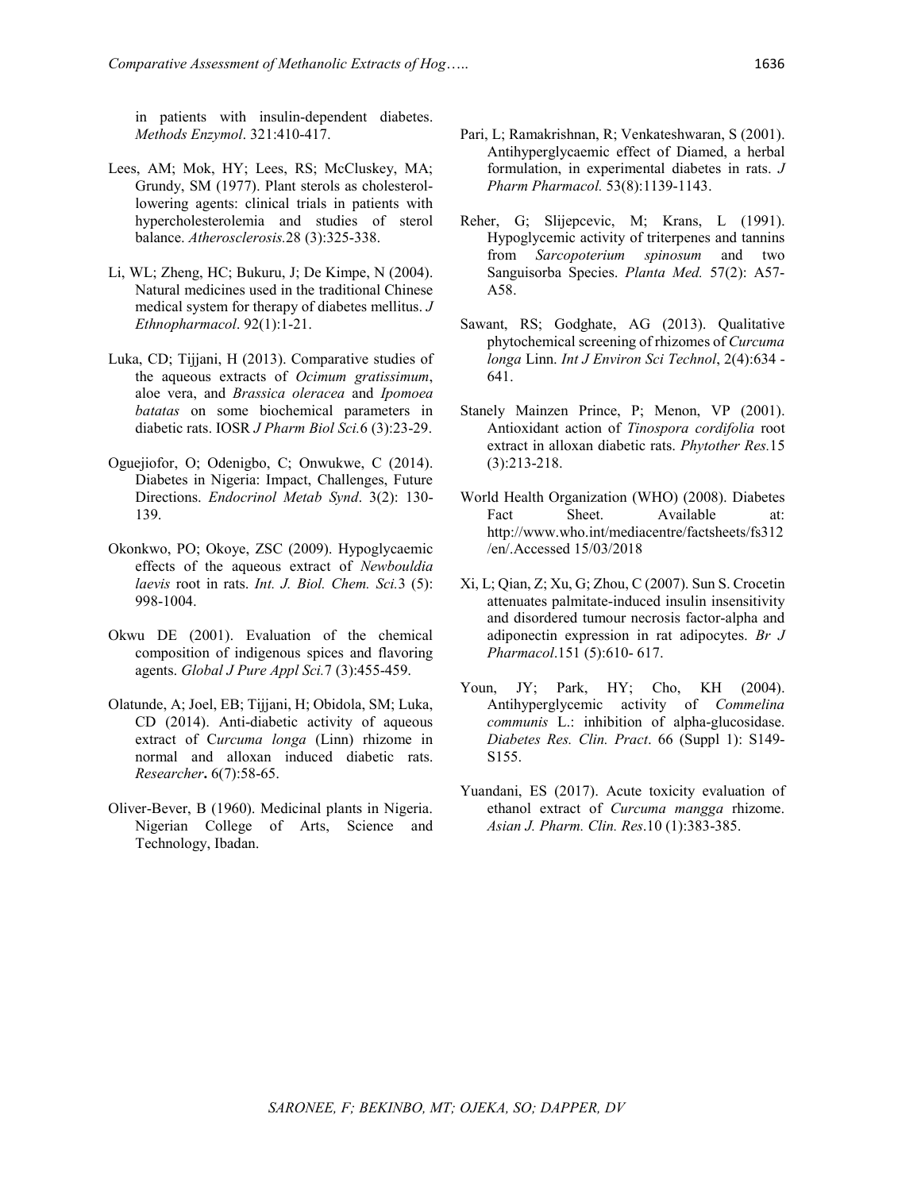in patients with insulin-dependent diabetes. *Methods Enzymol*. 321:410-417.

Lees, AM; Mok, HY; Lees, RS; McCluskey, MA; Grundy, SM (1977). Plant sterols as cholesterol-lowering agents: clinical trials in patients with hypercholesterolemia and studies of sterol balance. *Atherosclerosis.*28 (3):325-338.

Li, WL; Zheng, HC; Bukuru, J; De Kimpe, N (2004). Natural medicines used in the traditional Chinese medical system for therapy of diabetes mellitus. *J Ethnopharmacol*. 92(1):1-21.

Luka, CD; Tijjani, H (2013). Comparative studies of the aqueous extracts of *Ocimum gratissimum*, aloe vera, and *Brassica oleracea* and *Ipomoea batatas* on some biochemical parameters in diabetic rats. IOSR *J Pharm Biol Sci.*6 (3):23-29.

Oguejiofor, O; Odenigbo, C; Onwukwe, C (2014). Diabetes in Nigeria: Impact, Challenges, Future Directions. *Endocrinol Metab Synd*. 3(2): 130-139.

Okonkwo, PO; Okoye, ZSC (2009). Hypoglycaemic effects of the aqueous extract of *Newbouldia laevis* root in rats. *Int. J. Biol. Chem. Sci.*3 (5): 998-1004.

Okwu DE (2001). Evaluation of the chemical composition of indigenous spices and flavoring agents. *Global J Pure Appl Sci.*7 (3):455-459.

Olatunde, A; Joel, EB; Tijjani, H; Obidola, SM; Luka, CD (2014). Anti-diabetic activity of aqueous extract of C*urcuma longa* (Linn) rhizome in normal and alloxan induced diabetic rats. *Researcher***.** 6(7):58-65.

Oliver-Bever, B (1960). Medicinal plants in Nigeria. Nigerian College of Arts, Science and Technology, Ibadan.

Pari, L; Ramakrishnan, R; Venkateshwaran, S (2001). Antihyperglycaemic effect of Diamed, a herbal formulation, in experimental diabetes in rats. *J Pharm Pharmacol.* 53(8):1139-1143.

Reher, G; Slijepcevic, M; Krans, L (1991). Hypoglycemic activity of triterpenes and tannins from *Sarcopoterium spinosum* and two Sanguisorba Species. *Planta Med.* 57(2): A57-A58.

Sawant, RS; Godghate, AG (2013). Qualitative phytochemical screening of rhizomes of *Curcuma longa* Linn. *Int J Environ Sci Technol*, 2(4):634 - 641.

Stanely Mainzen Prince, P; Menon, VP (2001). Antioxidant action of *Tinospora cordifolia* root extract in alloxan diabetic rats. *Phytother Res.*15 (3):213-218.

World Health Organization (WHO) (2008). Diabetes Fact Sheet. Available at: http://www.who.int/mediacentre/factsheets/fs312/en/.Accessed 15/03/2018

Xi, L; Qian, Z; Xu, G; Zhou, C (2007). Sun S. Crocetin attenuates palmitate-induced insulin insensitivity and disordered tumour necrosis factor-alpha and adiponectin expression in rat adipocytes. *Br J Pharmacol*.151 (5):610- 617.

Youn, JY; Park, HY; Cho, KH (2004). Antihyperglycemic activity of *Commelina communis* L.: inhibition of alpha-glucosidase. *Diabetes Res. Clin. Pract*. 66 (Suppl 1): S149-S155.

Yuandani, ES (2017). Acute toxicity evaluation of ethanol extract of *Curcuma mangga* rhizome. *Asian J. Pharm. Clin. Res*.10 (1):383-385.